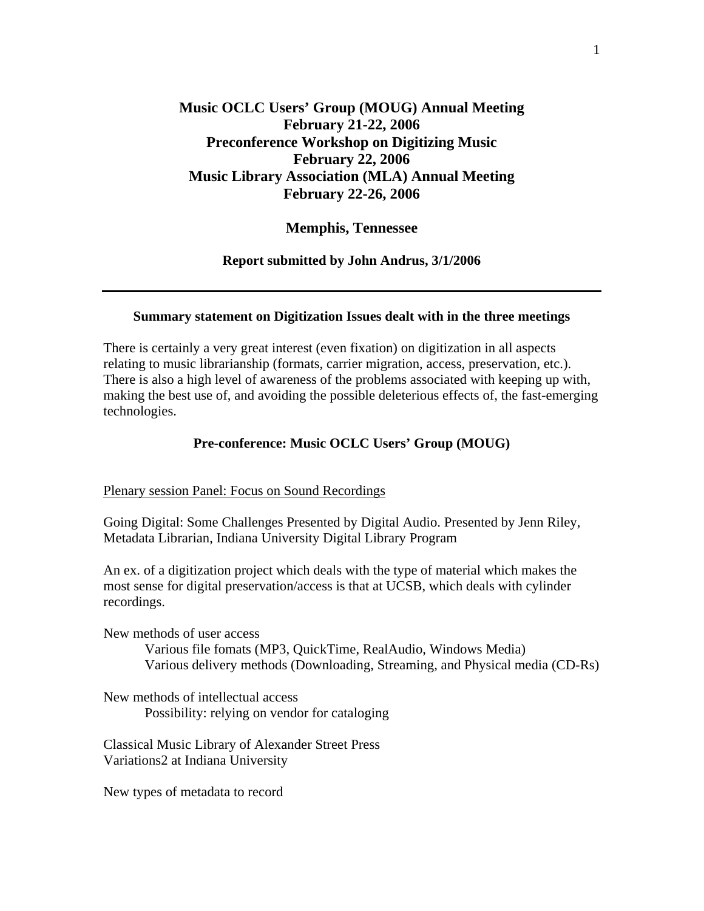# Music OCLC Users' Group (MOUG) Annual Meeting
# February 21-22, 2006
# Preconference Workshop on Digitizing Music
# February 22, 2006
# Music Library Association (MLA) Annual Meeting
# February 22-26, 2006

## Memphis, Tennessee

**Report submitted by John Andrus, 3/1/2006**

---

### Summary statement on Digitization Issues dealt with in the three meetings

There is certainly a very great interest (even fixation) on digitization in all aspects relating to music librarianship (formats, carrier migration, access, preservation, etc.). There is also a high level of awareness of the problems associated with keeping up with, making the best use of, and avoiding the possible deleterious effects of, the fast-emerging technologies.

### Pre-conference: Music OCLC Users' Group (MOUG)

<u>Plenary session Panel: Focus on Sound Recordings</u>

Going Digital: Some Challenges Presented by Digital Audio. Presented by Jenn Riley, Metadata Librarian, Indiana University Digital Library Program

An ex. of a digitization project which deals with the type of material which makes the most sense for digital preservation/access is that at UCSB, which deals with cylinder recordings.

New methods of user access
- Various file fomats (MP3, QuickTime, RealAudio, Windows Media)
- Various delivery methods (Downloading, Streaming, and Physical media (CD-Rs)

New methods of intellectual access
- Possibility: relying on vendor for cataloging

Classical Music Library of Alexander Street Press
Variations2 at Indiana University

New types of metadata to record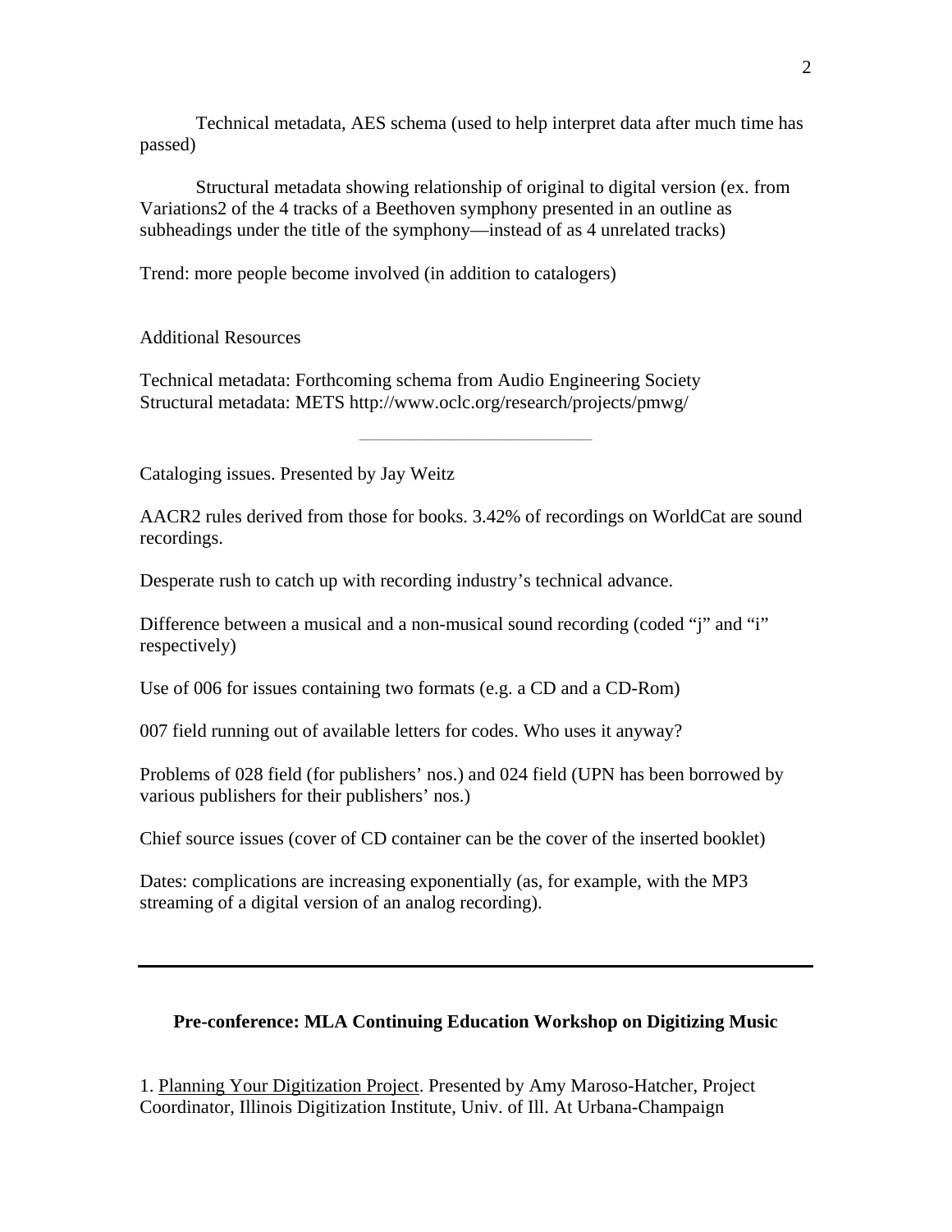Technical metadata, AES schema (used to help interpret data after much time has passed)

Structural metadata showing relationship of original to digital version (ex. from Variations2 of the 4 tracks of a Beethoven symphony presented in an outline as subheadings under the title of the symphony—instead of as 4 unrelated tracks)

Trend: more people become involved (in addition to catalogers)

Additional Resources

Technical metadata: Forthcoming schema from Audio Engineering Society
Structural metadata: METS http://www.oclc.org/research/projects/pmwg/

---

Cataloging issues. Presented by Jay Weitz

AACR2 rules derived from those for books. 3.42% of recordings on WorldCat are sound recordings.

Desperate rush to catch up with recording industry's technical advance.

Difference between a musical and a non-musical sound recording (coded "j" and "i" respectively)

Use of 006 for issues containing two formats (e.g. a CD and a CD-Rom)

007 field running out of available letters for codes. Who uses it anyway?

Problems of 028 field (for publishers' nos.) and 024 field (UPN has been borrowed by various publishers for their publishers' nos.)

Chief source issues (cover of CD container can be the cover of the inserted booklet)

Dates: complications are increasing exponentially (as, for example, with the MP3 streaming of a digital version of an analog recording).

---

## Pre-conference: MLA Continuing Education Workshop on Digitizing Music

1. Planning Your Digitization Project. Presented by Amy Maroso-Hatcher, Project Coordinator, Illinois Digitization Institute, Univ. of Ill. At Urbana-Champaign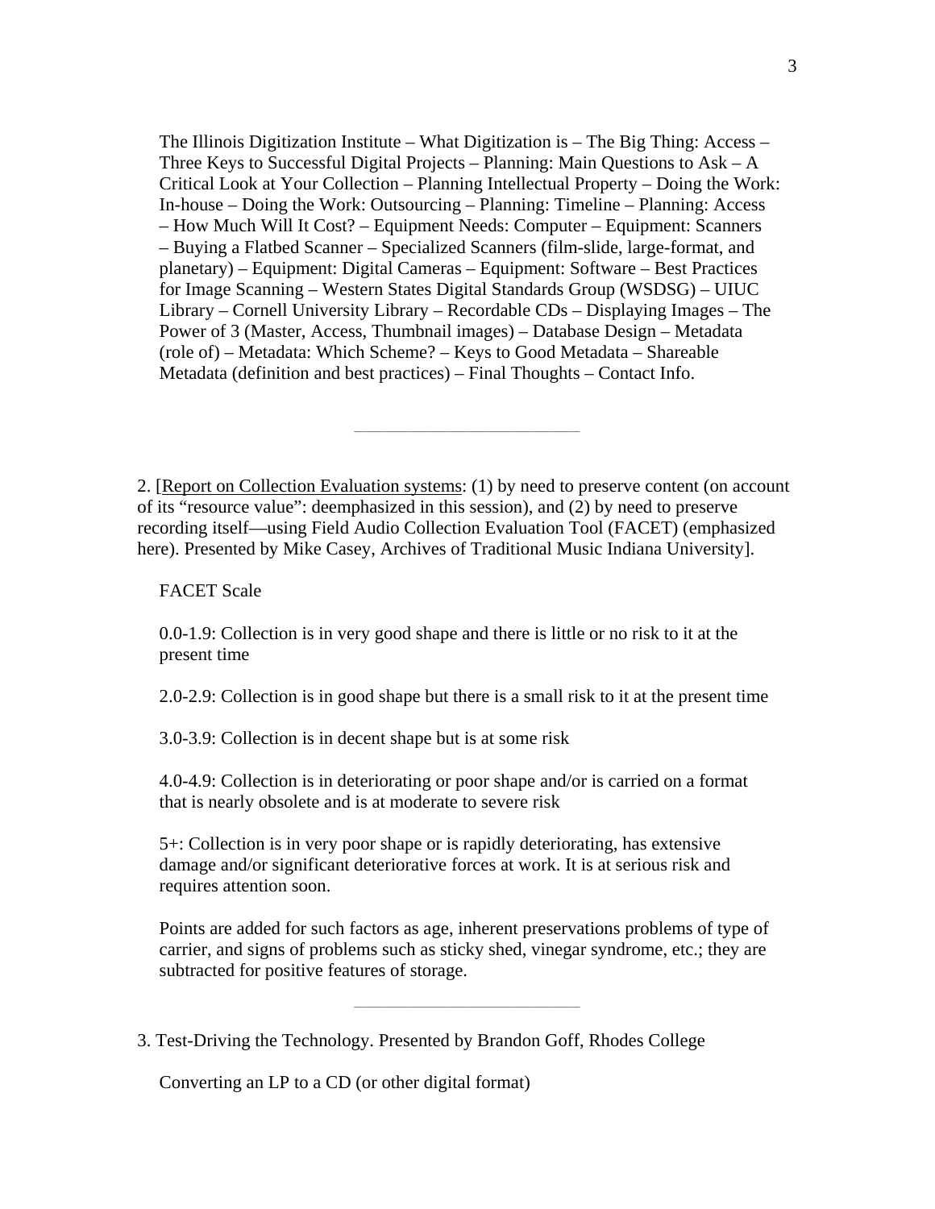The Illinois Digitization Institute – What Digitization is – The Big Thing: Access – Three Keys to Successful Digital Projects – Planning: Main Questions to Ask – A Critical Look at Your Collection – Planning Intellectual Property – Doing the Work: In-house – Doing the Work: Outsourcing – Planning: Timeline – Planning: Access – How Much Will It Cost? – Equipment Needs: Computer – Equipment: Scanners – Buying a Flatbed Scanner – Specialized Scanners (film-slide, large-format, and planetary) – Equipment: Digital Cameras – Equipment: Software – Best Practices for Image Scanning – Western States Digital Standards Group (WSDSG) – UIUC Library – Cornell University Library – Recordable CDs – Displaying Images – The Power of 3 (Master, Access, Thumbnail images) – Database Design – Metadata (role of) – Metadata: Which Scheme? – Keys to Good Metadata – Shareable Metadata (definition and best practices) – Final Thoughts – Contact Info.

---

2. [Report on Collection Evaluation systems: (1) by need to preserve content (on account of its "resource value": deemphasized in this session), and (2) by need to preserve recording itself—using Field Audio Collection Evaluation Tool (FACET) (emphasized here). Presented by Mike Casey, Archives of Traditional Music Indiana University].

FACET Scale

0.0-1.9: Collection is in very good shape and there is little or no risk to it at the present time

2.0-2.9: Collection is in good shape but there is a small risk to it at the present time

3.0-3.9: Collection is in decent shape but is at some risk

4.0-4.9: Collection is in deteriorating or poor shape and/or is carried on a format that is nearly obsolete and is at moderate to severe risk

5+: Collection is in very poor shape or is rapidly deteriorating, has extensive damage and/or significant deteriorative forces at work. It is at serious risk and requires attention soon.

Points are added for such factors as age, inherent preservations problems of type of carrier, and signs of problems such as sticky shed, vinegar syndrome, etc.; they are subtracted for positive features of storage.

---

3. Test-Driving the Technology. Presented by Brandon Goff, Rhodes College

Converting an LP to a CD (or other digital format)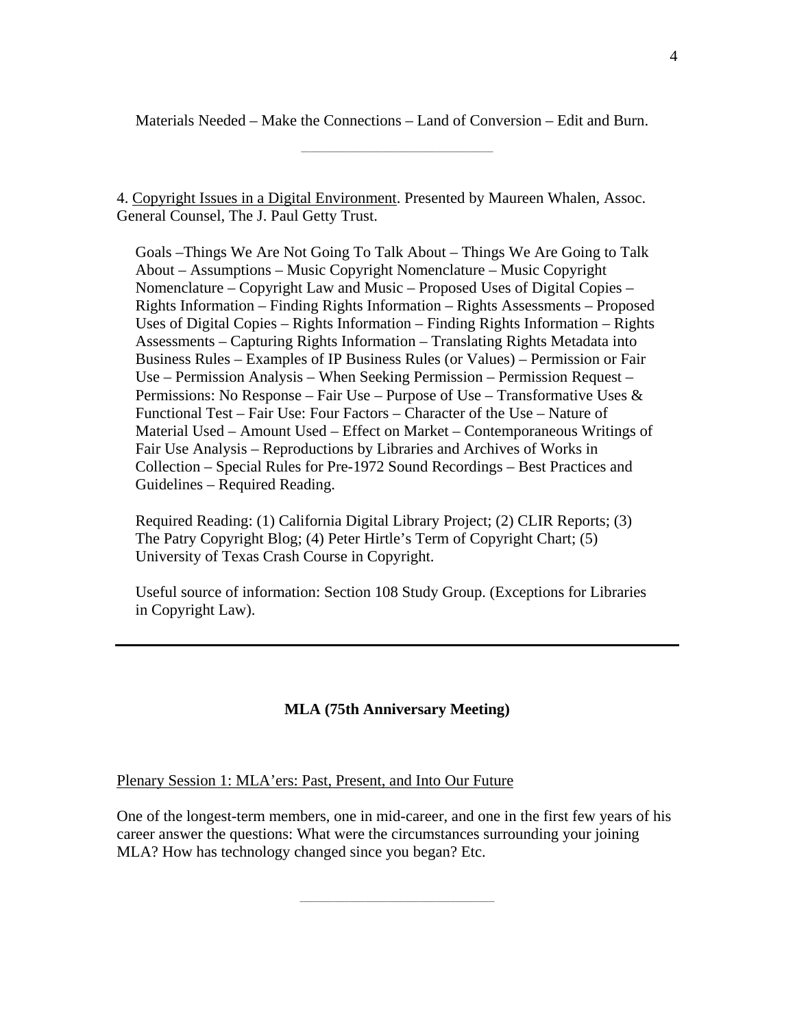Materials Needed – Make the Connections – Land of Conversion – Edit and Burn.

---

4. Copyright Issues in a Digital Environment. Presented by Maureen Whalen, Assoc. General Counsel, The J. Paul Getty Trust.

Goals –Things We Are Not Going To Talk About – Things We Are Going to Talk About – Assumptions – Music Copyright Nomenclature – Music Copyright Nomenclature – Copyright Law and Music – Proposed Uses of Digital Copies – Rights Information – Finding Rights Information – Rights Assessments – Proposed Uses of Digital Copies – Rights Information – Finding Rights Information – Rights Assessments – Capturing Rights Information – Translating Rights Metadata into Business Rules – Examples of IP Business Rules (or Values) – Permission or Fair Use – Permission Analysis – When Seeking Permission – Permission Request – Permissions: No Response – Fair Use – Purpose of Use – Transformative Uses & Functional Test – Fair Use: Four Factors – Character of the Use – Nature of Material Used – Amount Used – Effect on Market – Contemporaneous Writings of Fair Use Analysis – Reproductions by Libraries and Archives of Works in Collection – Special Rules for Pre-1972 Sound Recordings – Best Practices and Guidelines – Required Reading.

Required Reading: (1) California Digital Library Project; (2) CLIR Reports; (3) The Patry Copyright Blog; (4) Peter Hirtle's Term of Copyright Chart; (5) University of Texas Crash Course in Copyright.

Useful source of information: Section 108 Study Group. (Exceptions for Libraries in Copyright Law).

---

## MLA (75th Anniversary Meeting)

Plenary Session 1: MLA'ers: Past, Present, and Into Our Future

One of the longest-term members, one in mid-career, and one in the first few years of his career answer the questions: What were the circumstances surrounding your joining MLA? How has technology changed since you began? Etc.

---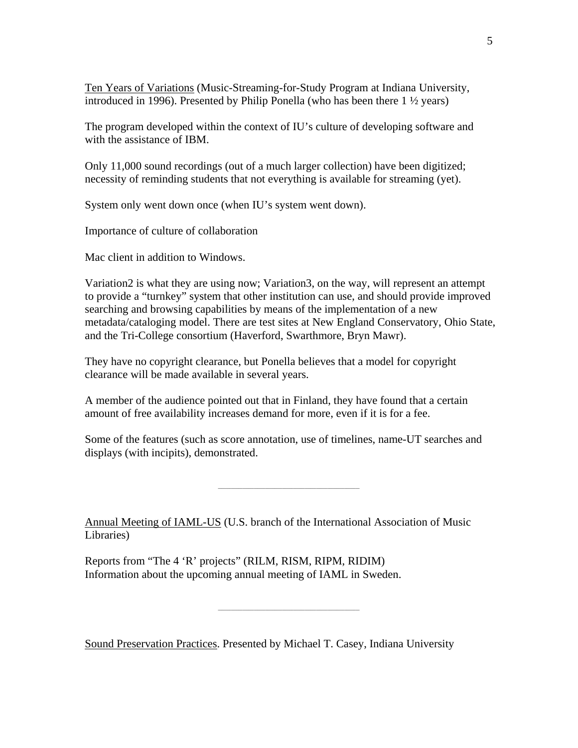<u>Ten Years of Variations</u> (Music-Streaming-for-Study Program at Indiana University, introduced in 1996). Presented by Philip Ponella (who has been there 1 ½ years)

The program developed within the context of IU's culture of developing software and with the assistance of IBM.

Only 11,000 sound recordings (out of a much larger collection) have been digitized; necessity of reminding students that not everything is available for streaming (yet).

System only went down once (when IU's system went down).

Importance of culture of collaboration

Mac client in addition to Windows.

Variation2 is what they are using now; Variation3, on the way, will represent an attempt to provide a "turnkey" system that other institution can use, and should provide improved searching and browsing capabilities by means of the implementation of a new metadata/cataloging model. There are test sites at New England Conservatory, Ohio State, and the Tri-College consortium (Haverford, Swarthmore, Bryn Mawr).

They have no copyright clearance, but Ponella believes that a model for copyright clearance will be made available in several years.

A member of the audience pointed out that in Finland, they have found that a certain amount of free availability increases demand for more, even if it is for a fee.

Some of the features (such as score annotation, use of timelines, name-UT searches and displays (with incipits), demonstrated.

---

<u>Annual Meeting of IAML-US</u> (U.S. branch of the International Association of Music Libraries)

Reports from "The 4 'R' projects" (RILM, RISM, RIPM, RIDIM)
Information about the upcoming annual meeting of IAML in Sweden.

---

<u>Sound Preservation Practices</u>. Presented by Michael T. Casey, Indiana University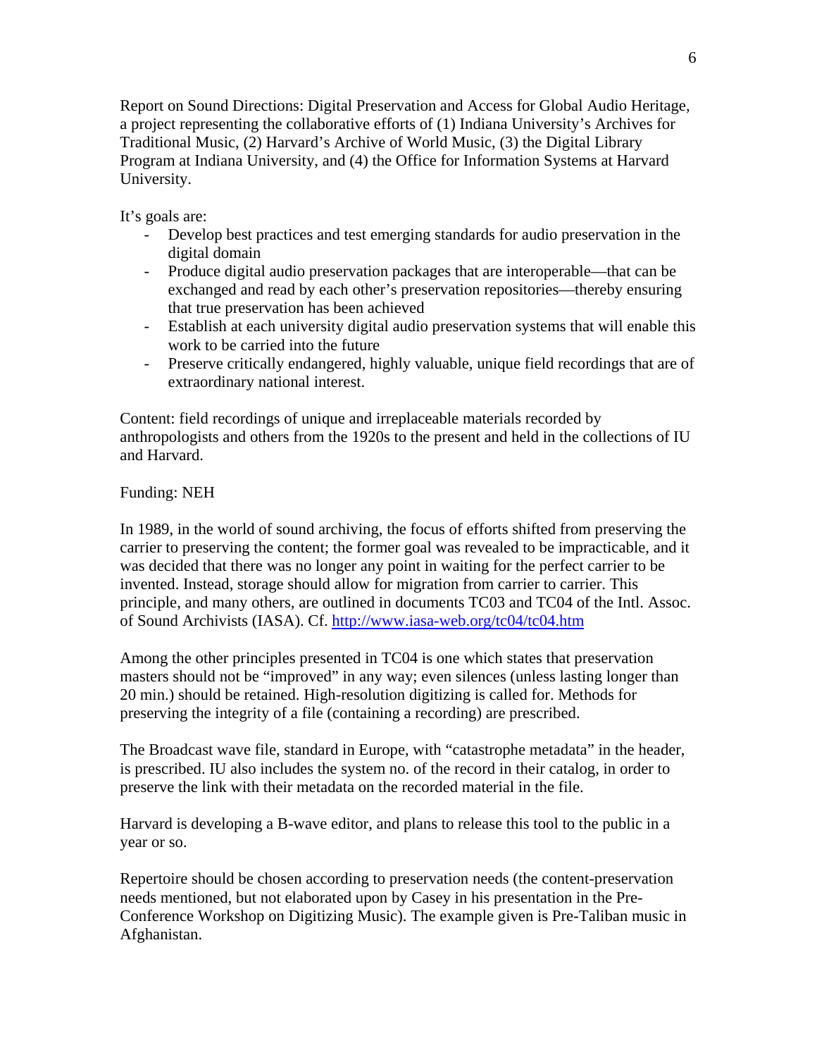Report on Sound Directions: Digital Preservation and Access for Global Audio Heritage, a project representing the collaborative efforts of (1) Indiana University's Archives for Traditional Music, (2) Harvard's Archive of World Music, (3) the Digital Library Program at Indiana University, and (4) the Office for Information Systems at Harvard University.

It's goals are:

- Develop best practices and test emerging standards for audio preservation in the digital domain
- Produce digital audio preservation packages that are interoperable—that can be exchanged and read by each other's preservation repositories—thereby ensuring that true preservation has been achieved
- Establish at each university digital audio preservation systems that will enable this work to be carried into the future
- Preserve critically endangered, highly valuable, unique field recordings that are of extraordinary national interest.

Content: field recordings of unique and irreplaceable materials recorded by anthropologists and others from the 1920s to the present and held in the collections of IU and Harvard.

Funding: NEH

In 1989, in the world of sound archiving, the focus of efforts shifted from preserving the carrier to preserving the content; the former goal was revealed to be impracticable, and it was decided that there was no longer any point in waiting for the perfect carrier to be invented. Instead, storage should allow for migration from carrier to carrier. This principle, and many others, are outlined in documents TC03 and TC04 of the Intl. Assoc. of Sound Archivists (IASA). Cf. http://www.iasa-web.org/tc04/tc04.htm

Among the other principles presented in TC04 is one which states that preservation masters should not be "improved" in any way; even silences (unless lasting longer than 20 min.) should be retained. High-resolution digitizing is called for. Methods for preserving the integrity of a file (containing a recording) are prescribed.

The Broadcast wave file, standard in Europe, with "catastrophe metadata" in the header, is prescribed. IU also includes the system no. of the record in their catalog, in order to preserve the link with their metadata on the recorded material in the file.

Harvard is developing a B-wave editor, and plans to release this tool to the public in a year or so.

Repertoire should be chosen according to preservation needs (the content-preservation needs mentioned, but not elaborated upon by Casey in his presentation in the Pre-Conference Workshop on Digitizing Music). The example given is Pre-Taliban music in Afghanistan.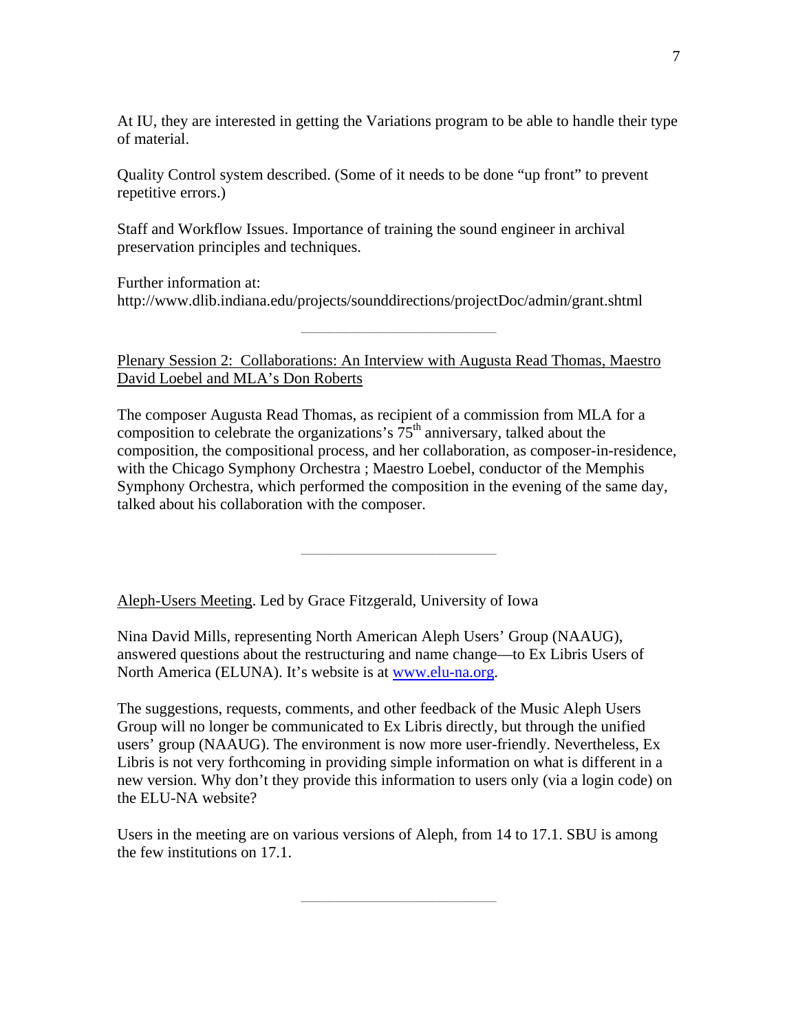At IU, they are interested in getting the Variations program to be able to handle their type of material.

Quality Control system described. (Some of it needs to be done "up front" to prevent repetitive errors.)

Staff and Workflow Issues. Importance of training the sound engineer in archival preservation principles and techniques.

Further information at:
http://www.dlib.indiana.edu/projects/sounddirections/projectDoc/admin/grant.shtml

---

Plenary Session 2: Collaborations: An Interview with Augusta Read Thomas, Maestro David Loebel and MLA's Don Roberts

The composer Augusta Read Thomas, as recipient of a commission from MLA for a composition to celebrate the organizations's 75th anniversary, talked about the composition, the compositional process, and her collaboration, as composer-in-residence, with the Chicago Symphony Orchestra ; Maestro Loebel, conductor of the Memphis Symphony Orchestra, which performed the composition in the evening of the same day, talked about his collaboration with the composer.

---

Aleph-Users Meeting. Led by Grace Fitzgerald, University of Iowa

Nina David Mills, representing North American Aleph Users' Group (NAAUG), answered questions about the restructuring and name change—to Ex Libris Users of North America (ELUNA). It's website is at [www.elu-na.org](http://www.elu-na.org).

The suggestions, requests, comments, and other feedback of the Music Aleph Users Group will no longer be communicated to Ex Libris directly, but through the unified users' group (NAAUG). The environment is now more user-friendly. Nevertheless, Ex Libris is not very forthcoming in providing simple information on what is different in a new version. Why don't they provide this information to users only (via a login code) on the ELU-NA website?

Users in the meeting are on various versions of Aleph, from 14 to 17.1. SBU is among the few institutions on 17.1.

---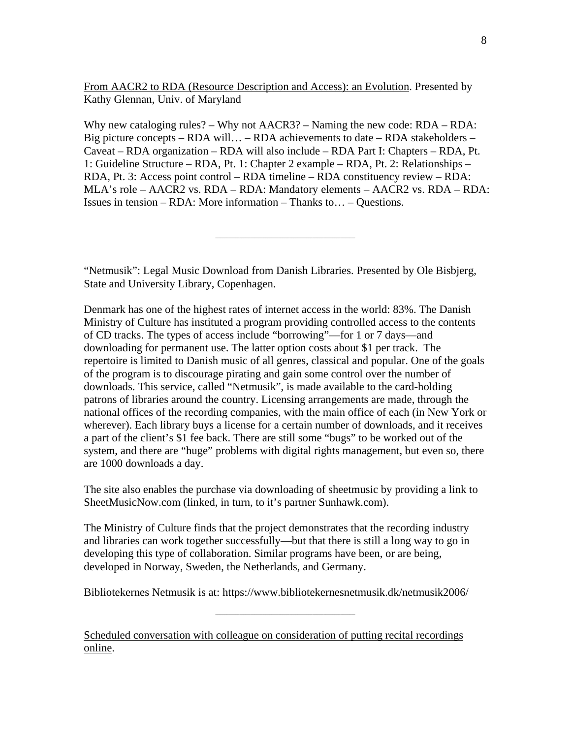<u>From AACR2 to RDA (Resource Description and Access): an Evolution</u>. Presented by Kathy Glennan, Univ. of Maryland

Why new cataloging rules? – Why not AACR3? – Naming the new code: RDA – RDA: Big picture concepts – RDA will… – RDA achievements to date – RDA stakeholders – Caveat – RDA organization – RDA will also include – RDA Part I: Chapters – RDA, Pt. 1: Guideline Structure – RDA, Pt. 1: Chapter 2 example – RDA, Pt. 2: Relationships – RDA, Pt. 3: Access point control – RDA timeline – RDA constituency review – RDA: MLA's role – AACR2 vs. RDA – RDA: Mandatory elements – AACR2 vs. RDA – RDA: Issues in tension – RDA: More information – Thanks to… – Questions.

---

"Netmusik": Legal Music Download from Danish Libraries. Presented by Ole Bisbjerg, State and University Library, Copenhagen.

Denmark has one of the highest rates of internet access in the world: 83%. The Danish Ministry of Culture has instituted a program providing controlled access to the contents of CD tracks. The types of access include "borrowing"—for 1 or 7 days—and downloading for permanent use. The latter option costs about $1 per track. The repertoire is limited to Danish music of all genres, classical and popular. One of the goals of the program is to discourage pirating and gain some control over the number of downloads. This service, called "Netmusik", is made available to the card-holding patrons of libraries around the country. Licensing arrangements are made, through the national offices of the recording companies, with the main office of each (in New York or wherever). Each library buys a license for a certain number of downloads, and it receives a part of the client's $1 fee back. There are still some "bugs" to be worked out of the system, and there are "huge" problems with digital rights management, but even so, there are 1000 downloads a day.

The site also enables the purchase via downloading of sheetmusic by providing a link to SheetMusicNow.com (linked, in turn, to it's partner Sunhawk.com).

The Ministry of Culture finds that the project demonstrates that the recording industry and libraries can work together successfully—but that there is still a long way to go in developing this type of collaboration. Similar programs have been, or are being, developed in Norway, Sweden, the Netherlands, and Germany.

Bibliotekernes Netmusik is at: https://www.bibliotekernesnetmusik.dk/netmusik2006/

---

<u>Scheduled conversation with colleague on consideration of putting recital recordings online</u>.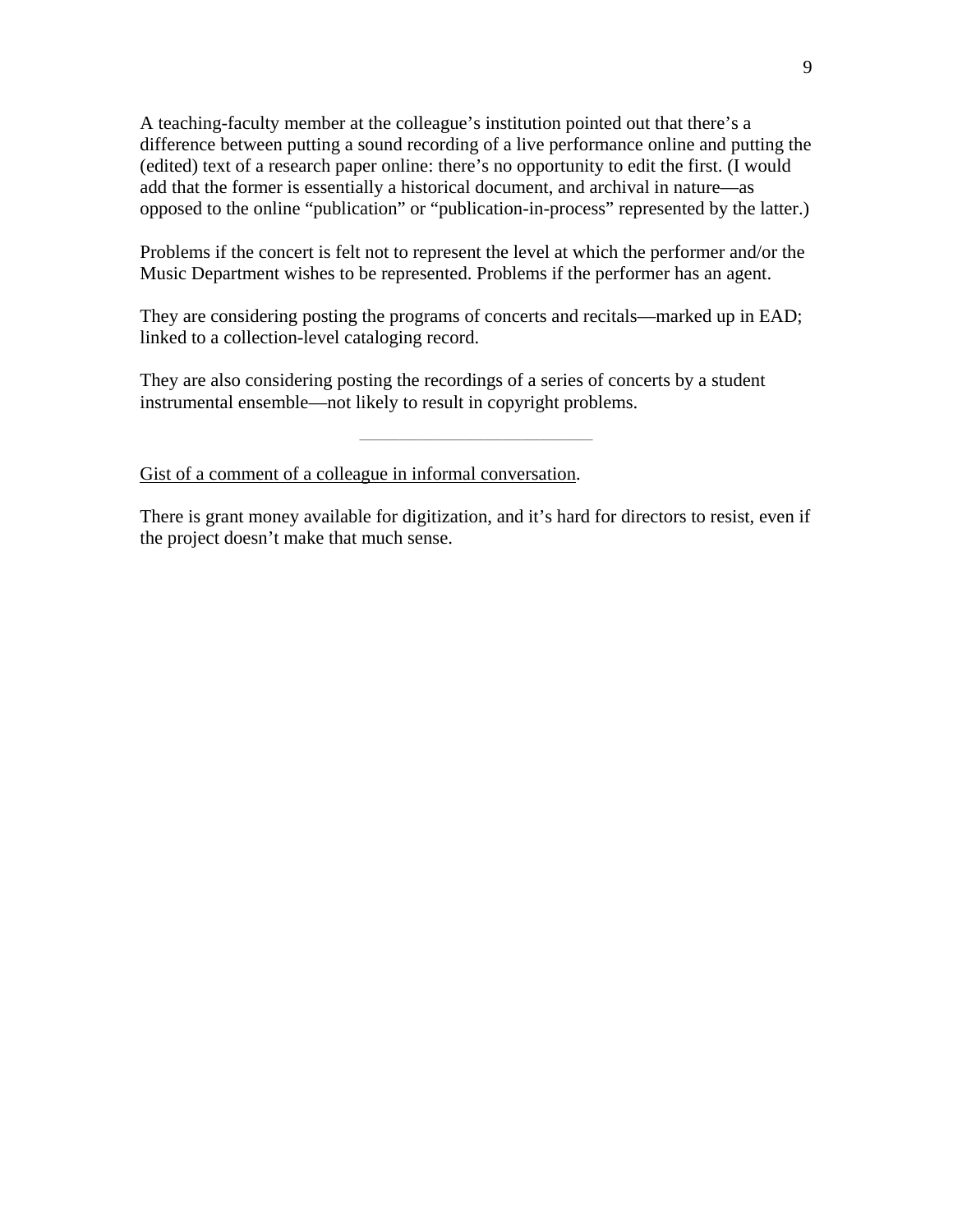A teaching-faculty member at the colleague's institution pointed out that there's a difference between putting a sound recording of a live performance online and putting the (edited) text of a research paper online: there's no opportunity to edit the first. (I would add that the former is essentially a historical document, and archival in nature—as opposed to the online "publication" or "publication-in-process" represented by the latter.)

Problems if the concert is felt not to represent the level at which the performer and/or the Music Department wishes to be represented. Problems if the performer has an agent.

They are considering posting the programs of concerts and recitals—marked up in EAD; linked to a collection-level cataloging record.

They are also considering posting the recordings of a series of concerts by a student instrumental ensemble—not likely to result in copyright problems.

---

<u>Gist of a comment of a colleague in informal conversation</u>.

There is grant money available for digitization, and it's hard for directors to resist, even if the project doesn't make that much sense.